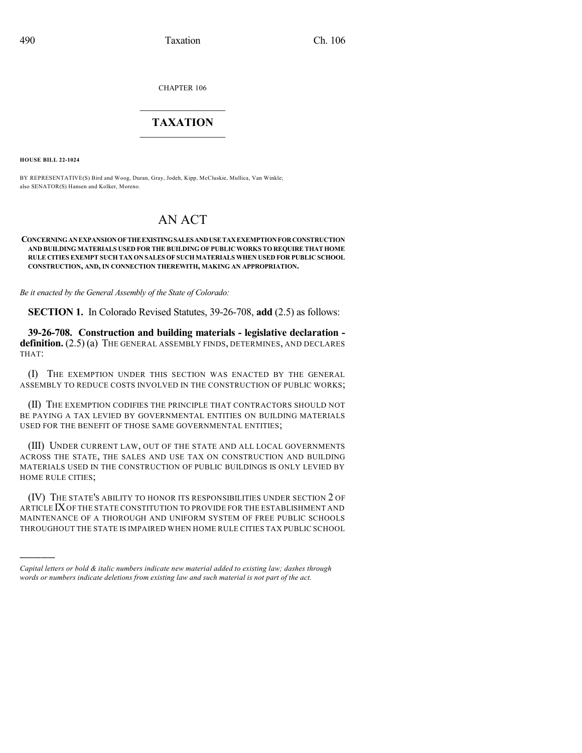CHAPTER 106

## TAXATION

**HOUSE BILL 22-1024**

BY REPRESENTATIVE(S) Bird and Woog, Duran, Gray, Jodeh, Kipp, McCluskie, Mullica, Van Winkle; also SENATOR(S) Hansen and Kolker, Moreno.

# AN ACT

**CONCERNING AN EXPANSION OF THE EXISTING SALES AND USE TAX EXEMPTION FOR CONSTRUCTION AND BUILDING MATERIALS USED FOR THE BUILDING OF PUBLIC WORKS TO REQUIRE THAT HOME RULE CITIES EXEMPT SUCH TAX ON SALES OF SUCH MATERIALS WHEN USED FOR PUBLIC SCHOOL CONSTRUCTION, AND, IN CONNECTION THEREWITH, MAKING AN APPROPRIATION.**

*Be it enacted by the General Assembly of the State of Colorado:*

**SECTION 1.** In Colorado Revised Statutes, 39-26-708, **add** (2.5) as follows:

**39-26-708. Construction and building materials - legislative declaration - definition.** (2.5) (a) THE GENERAL ASSEMBLY FINDS, DETERMINES, AND DECLARES THAT:

(I) THE EXEMPTION UNDER THIS SECTION WAS ENACTED BY THE GENERAL ASSEMBLY TO REDUCE COSTS INVOLVED IN THE CONSTRUCTION OF PUBLIC WORKS;

(II) THE EXEMPTION CODIFIES THE PRINCIPLE THAT CONTRACTORS SHOULD NOT BE PAYING A TAX LEVIED BY GOVERNMENTAL ENTITIES ON BUILDING MATERIALS USED FOR THE BENEFIT OF THOSE SAME GOVERNMENTAL ENTITIES;

(III) UNDER CURRENT LAW, OUT OF THE STATE AND ALL LOCAL GOVERNMENTS ACROSS THE STATE, THE SALES AND USE TAX ON CONSTRUCTION AND BUILDING MATERIALS USED IN THE CONSTRUCTION OF PUBLIC BUILDINGS IS ONLY LEVIED BY HOME RULE CITIES;

(IV) THE STATE'S ABILITY TO HONOR ITS RESPONSIBILITIES UNDER SECTION 2 OF ARTICLE IX OF THE STATE CONSTITUTION TO PROVIDE FOR THE ESTABLISHMENT AND MAINTENANCE OF A THOROUGH AND UNIFORM SYSTEM OF FREE PUBLIC SCHOOLS THROUGHOUT THE STATE IS IMPAIRED WHEN HOME RULE CITIES TAX PUBLIC SCHOOL

---

*Capital letters or bold & italic numbers indicate new material added to existing law; dashes through words or numbers indicate deletions from existing law and such material is not part of the act.*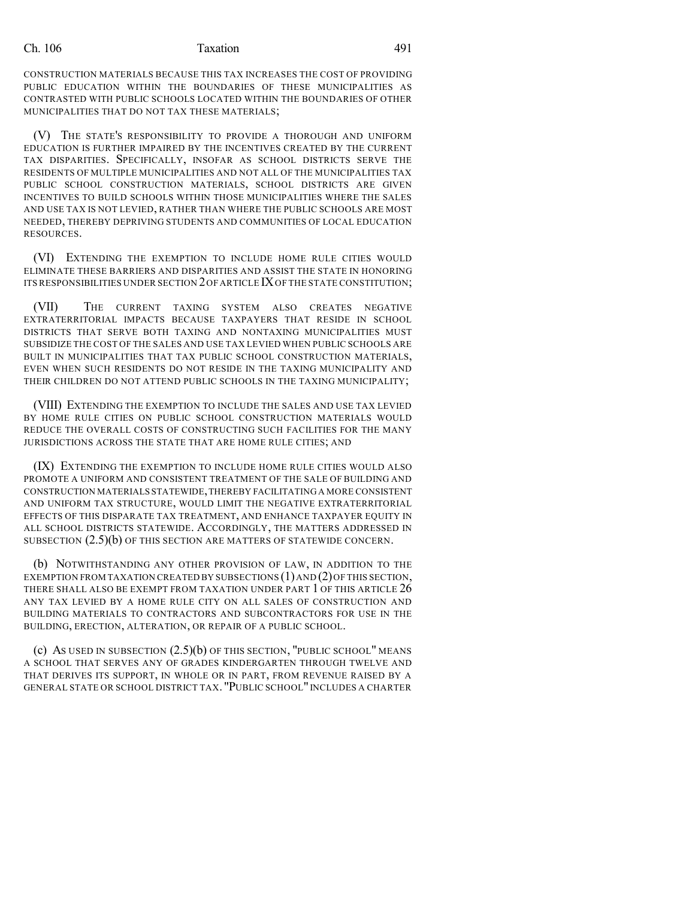CONSTRUCTION MATERIALS BECAUSE THIS TAX INCREASES THE COST OF PROVIDING PUBLIC EDUCATION WITHIN THE BOUNDARIES OF THESE MUNICIPALITIES AS CONTRASTED WITH PUBLIC SCHOOLS LOCATED WITHIN THE BOUNDARIES OF OTHER MUNICIPALITIES THAT DO NOT TAX THESE MATERIALS;

(V) THE STATE'S RESPONSIBILITY TO PROVIDE A THOROUGH AND UNIFORM EDUCATION IS FURTHER IMPAIRED BY THE INCENTIVES CREATED BY THE CURRENT TAX DISPARITIES. SPECIFICALLY, INSOFAR AS SCHOOL DISTRICTS SERVE THE RESIDENTS OF MULTIPLE MUNICIPALITIES AND NOT ALL OF THE MUNICIPALITIES TAX PUBLIC SCHOOL CONSTRUCTION MATERIALS, SCHOOL DISTRICTS ARE GIVEN INCENTIVES TO BUILD SCHOOLS WITHIN THOSE MUNICIPALITIES WHERE THE SALES AND USE TAX IS NOT LEVIED, RATHER THAN WHERE THE PUBLIC SCHOOLS ARE MOST NEEDED, THEREBY DEPRIVING STUDENTS AND COMMUNITIES OF LOCAL EDUCATION RESOURCES.

(VI) EXTENDING THE EXEMPTION TO INCLUDE HOME RULE CITIES WOULD ELIMINATE THESE BARRIERS AND DISPARITIES AND ASSIST THE STATE IN HONORING ITS RESPONSIBILITIES UNDER SECTION 2 OF ARTICLE IX OF THE STATE CONSTITUTION;

(VII) THE CURRENT TAXING SYSTEM ALSO CREATES NEGATIVE EXTRATERRITORIAL IMPACTS BECAUSE TAXPAYERS THAT RESIDE IN SCHOOL DISTRICTS THAT SERVE BOTH TAXING AND NONTAXING MUNICIPALITIES MUST SUBSIDIZE THE COST OF THE SALES AND USE TAX LEVIED WHEN PUBLIC SCHOOLS ARE BUILT IN MUNICIPALITIES THAT TAX PUBLIC SCHOOL CONSTRUCTION MATERIALS, EVEN WHEN SUCH RESIDENTS DO NOT RESIDE IN THE TAXING MUNICIPALITY AND THEIR CHILDREN DO NOT ATTEND PUBLIC SCHOOLS IN THE TAXING MUNICIPALITY;

(VIII) EXTENDING THE EXEMPTION TO INCLUDE THE SALES AND USE TAX LEVIED BY HOME RULE CITIES ON PUBLIC SCHOOL CONSTRUCTION MATERIALS WOULD REDUCE THE OVERALL COSTS OF CONSTRUCTING SUCH FACILITIES FOR THE MANY JURISDICTIONS ACROSS THE STATE THAT ARE HOME RULE CITIES; AND

(IX) EXTENDING THE EXEMPTION TO INCLUDE HOME RULE CITIES WOULD ALSO PROMOTE A UNIFORM AND CONSISTENT TREATMENT OF THE SALE OF BUILDING AND CONSTRUCTION MATERIALS STATEWIDE, THEREBY FACILITATING A MORE CONSISTENT AND UNIFORM TAX STRUCTURE, WOULD LIMIT THE NEGATIVE EXTRATERRITORIAL EFFECTS OF THIS DISPARATE TAX TREATMENT, AND ENHANCE TAXPAYER EQUITY IN ALL SCHOOL DISTRICTS STATEWIDE. ACCORDINGLY, THE MATTERS ADDRESSED IN SUBSECTION (2.5)(b) OF THIS SECTION ARE MATTERS OF STATEWIDE CONCERN.

(b) NOTWITHSTANDING ANY OTHER PROVISION OF LAW, IN ADDITION TO THE EXEMPTION FROM TAXATION CREATED BY SUBSECTIONS (1) AND (2) OF THIS SECTION, THERE SHALL ALSO BE EXEMPT FROM TAXATION UNDER PART 1 OF THIS ARTICLE 26 ANY TAX LEVIED BY A HOME RULE CITY ON ALL SALES OF CONSTRUCTION AND BUILDING MATERIALS TO CONTRACTORS AND SUBCONTRACTORS FOR USE IN THE BUILDING, ERECTION, ALTERATION, OR REPAIR OF A PUBLIC SCHOOL.

(c) AS USED IN SUBSECTION (2.5)(b) OF THIS SECTION, "PUBLIC SCHOOL" MEANS A SCHOOL THAT SERVES ANY OF GRADES KINDERGARTEN THROUGH TWELVE AND THAT DERIVES ITS SUPPORT, IN WHOLE OR IN PART, FROM REVENUE RAISED BY A GENERAL STATE OR SCHOOL DISTRICT TAX. "PUBLIC SCHOOL" INCLUDES A CHARTER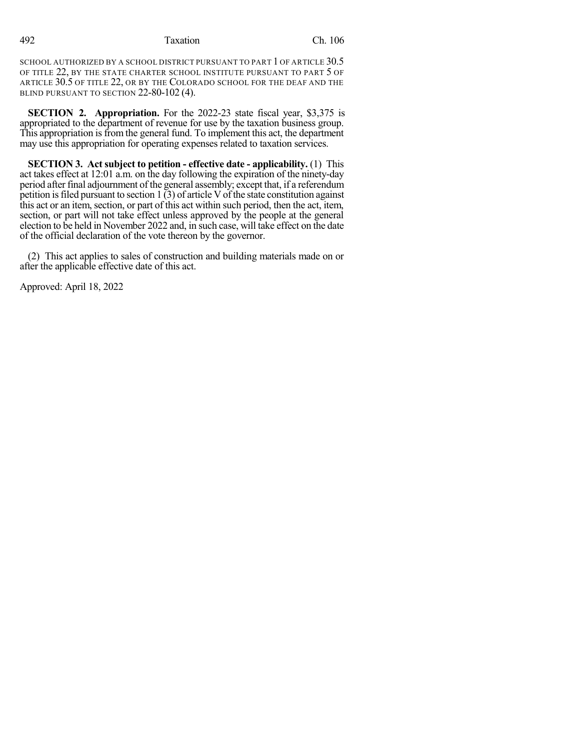SCHOOL AUTHORIZED BY A SCHOOL DISTRICT PURSUANT TO PART 1 OF ARTICLE 30.5 OF TITLE 22, BY THE STATE CHARTER SCHOOL INSTITUTE PURSUANT TO PART 5 OF ARTICLE 30.5 OF TITLE 22, OR BY THE COLORADO SCHOOL FOR THE DEAF AND THE BLIND PURSUANT TO SECTION 22-80-102 (4).

**SECTION 2. Appropriation.** For the 2022-23 state fiscal year, $3,375 is appropriated to the department of revenue for use by the taxation business group. This appropriation is from the general fund. To implement this act, the department may use this appropriation for operating expenses related to taxation services.

**SECTION 3. Act subject to petition - effective date - applicability.** (1) This act takes effect at 12:01 a.m. on the day following the expiration of the ninety-day period after final adjournment of the general assembly; except that, if a referendum petition is filed pursuant to section 1 (3) of article V of the state constitution against this act or an item, section, or part of this act within such period, then the act, item, section, or part will not take effect unless approved by the people at the general election to be held in November 2022 and, in such case, will take effect on the date of the official declaration of the vote thereon by the governor.

(2) This act applies to sales of construction and building materials made on or after the applicable effective date of this act.

Approved: April 18, 2022